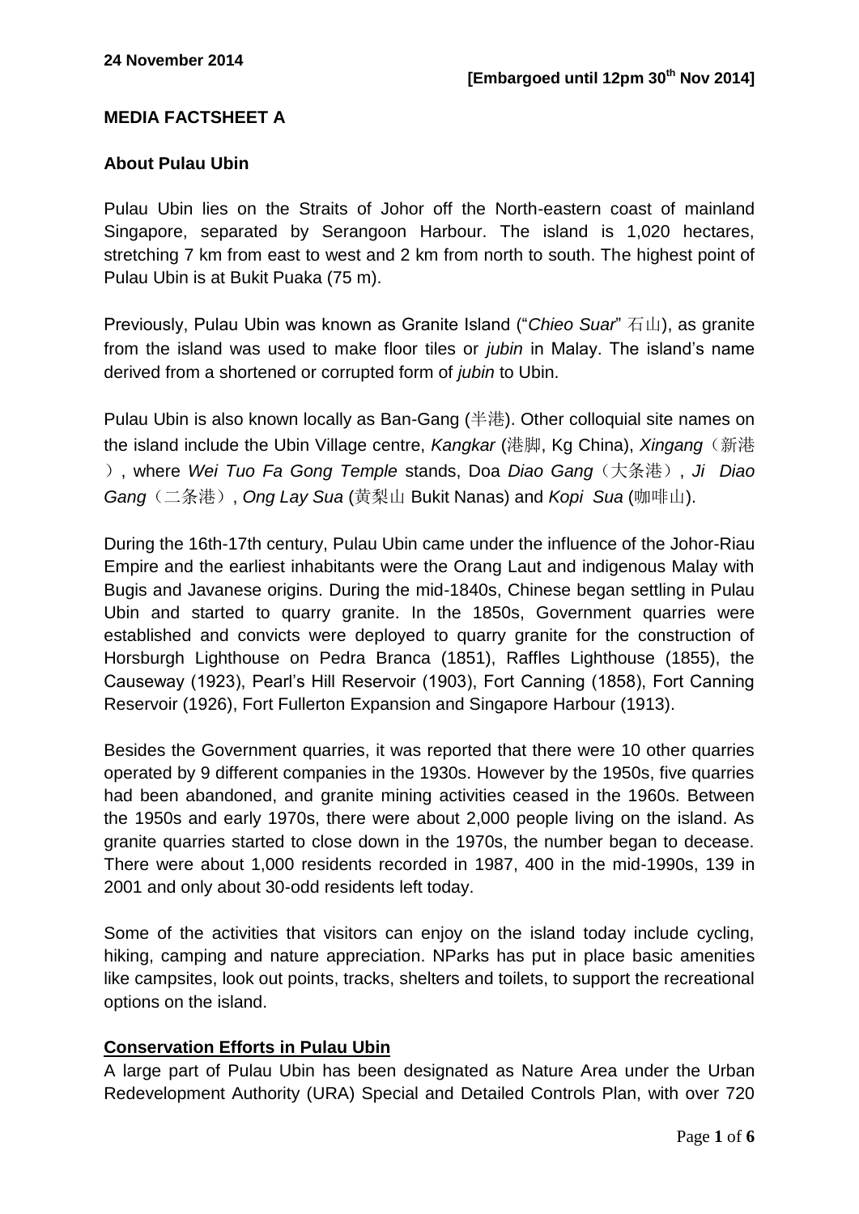**24 November 2014**

**[Embargoed until 12pm 30th Nov 2014]**

## MEDIA FACTSHEET A

### About Pulau Ubin

Pulau Ubin lies on the Straits of Johor off the North-eastern coast of mainland Singapore, separated by Serangoon Harbour. The island is 1,020 hectares, stretching 7 km from east to west and 2 km from north to south. The highest point of Pulau Ubin is at Bukit Puaka (75 m).

Previously, Pulau Ubin was known as Granite Island ("*Chieo Suar*" 石山), as granite from the island was used to make floor tiles or *jubin* in Malay. The island's name derived from a shortened or corrupted form of *jubin* to Ubin.

Pulau Ubin is also known locally as Ban-Gang (半港). Other colloquial site names on the island include the Ubin Village centre, *Kangkar* (港脚, Kg China), *Xingang*（新港）, where *Wei Tuo Fa Gong Temple* stands, Doa *Diao Gang*（大条港）, *Ji Diao Gang*（二条港）, *Ong Lay Sua* (黄梨山 Bukit Nanas) and *Kopi Sua* (咖啡山).

During the 16th-17th century, Pulau Ubin came under the influence of the Johor-Riau Empire and the earliest inhabitants were the Orang Laut and indigenous Malay with Bugis and Javanese origins. During the mid-1840s, Chinese began settling in Pulau Ubin and started to quarry granite. In the 1850s, Government quarries were established and convicts were deployed to quarry granite for the construction of Horsburgh Lighthouse on Pedra Branca (1851), Raffles Lighthouse (1855), the Causeway (1923), Pearl's Hill Reservoir (1903), Fort Canning (1858), Fort Canning Reservoir (1926), Fort Fullerton Expansion and Singapore Harbour (1913).

Besides the Government quarries, it was reported that there were 10 other quarries operated by 9 different companies in the 1930s. However by the 1950s, five quarries had been abandoned, and granite mining activities ceased in the 1960s. Between the 1950s and early 1970s, there were about 2,000 people living on the island. As granite quarries started to close down in the 1970s, the number began to decease. There were about 1,000 residents recorded in 1987, 400 in the mid-1990s, 139 in 2001 and only about 30-odd residents left today.

Some of the activities that visitors can enjoy on the island today include cycling, hiking, camping and nature appreciation. NParks has put in place basic amenities like campsites, look out points, tracks, shelters and toilets, to support the recreational options on the island.

### Conservation Efforts in Pulau Ubin

A large part of Pulau Ubin has been designated as Nature Area under the Urban Redevelopment Authority (URA) Special and Detailed Controls Plan, with over 720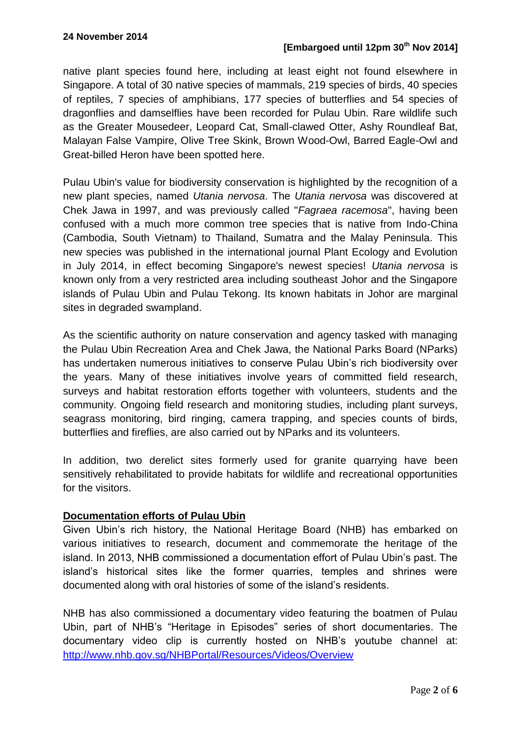native plant species found here, including at least eight not found elsewhere in Singapore. A total of 30 native species of mammals, 219 species of birds, 40 species of reptiles, 7 species of amphibians, 177 species of butterflies and 54 species of dragonflies and damselflies have been recorded for Pulau Ubin. Rare wildlife such as the Greater Mousedeer, Leopard Cat, Small-clawed Otter, Ashy Roundleaf Bat, Malayan False Vampire, Olive Tree Skink, Brown Wood-Owl, Barred Eagle-Owl and Great-billed Heron have been spotted here.

Pulau Ubin's value for biodiversity conservation is highlighted by the recognition of a new plant species, named *Utania nervosa*. The *Utania nervosa* was discovered at Chek Jawa in 1997, and was previously called "*Fagraea racemosa*", having been confused with a much more common tree species that is native from Indo-China (Cambodia, South Vietnam) to Thailand, Sumatra and the Malay Peninsula. This new species was published in the international journal Plant Ecology and Evolution in July 2014, in effect becoming Singapore's newest species! *Utania nervosa* is known only from a very restricted area including southeast Johor and the Singapore islands of Pulau Ubin and Pulau Tekong. Its known habitats in Johor are marginal sites in degraded swampland.

As the scientific authority on nature conservation and agency tasked with managing the Pulau Ubin Recreation Area and Chek Jawa, the National Parks Board (NParks) has undertaken numerous initiatives to conserve Pulau Ubin's rich biodiversity over the years. Many of these initiatives involve years of committed field research, surveys and habitat restoration efforts together with volunteers, students and the community. Ongoing field research and monitoring studies, including plant surveys, seagrass monitoring, bird ringing, camera trapping, and species counts of birds, butterflies and fireflies, are also carried out by NParks and its volunteers.

In addition, two derelict sites formerly used for granite quarrying have been sensitively rehabilitated to provide habitats for wildlife and recreational opportunities for the visitors.

**Documentation efforts of Pulau Ubin**

Given Ubin's rich history, the National Heritage Board (NHB) has embarked on various initiatives to research, document and commemorate the heritage of the island. In 2013, NHB commissioned a documentation effort of Pulau Ubin's past. The island's historical sites like the former quarries, temples and shrines were documented along with oral histories of some of the island's residents.

NHB has also commissioned a documentary video featuring the boatmen of Pulau Ubin, part of NHB's "Heritage in Episodes" series of short documentaries. The documentary video clip is currently hosted on NHB's youtube channel at: http://www.nhb.gov.sg/NHBPortal/Resources/Videos/Overview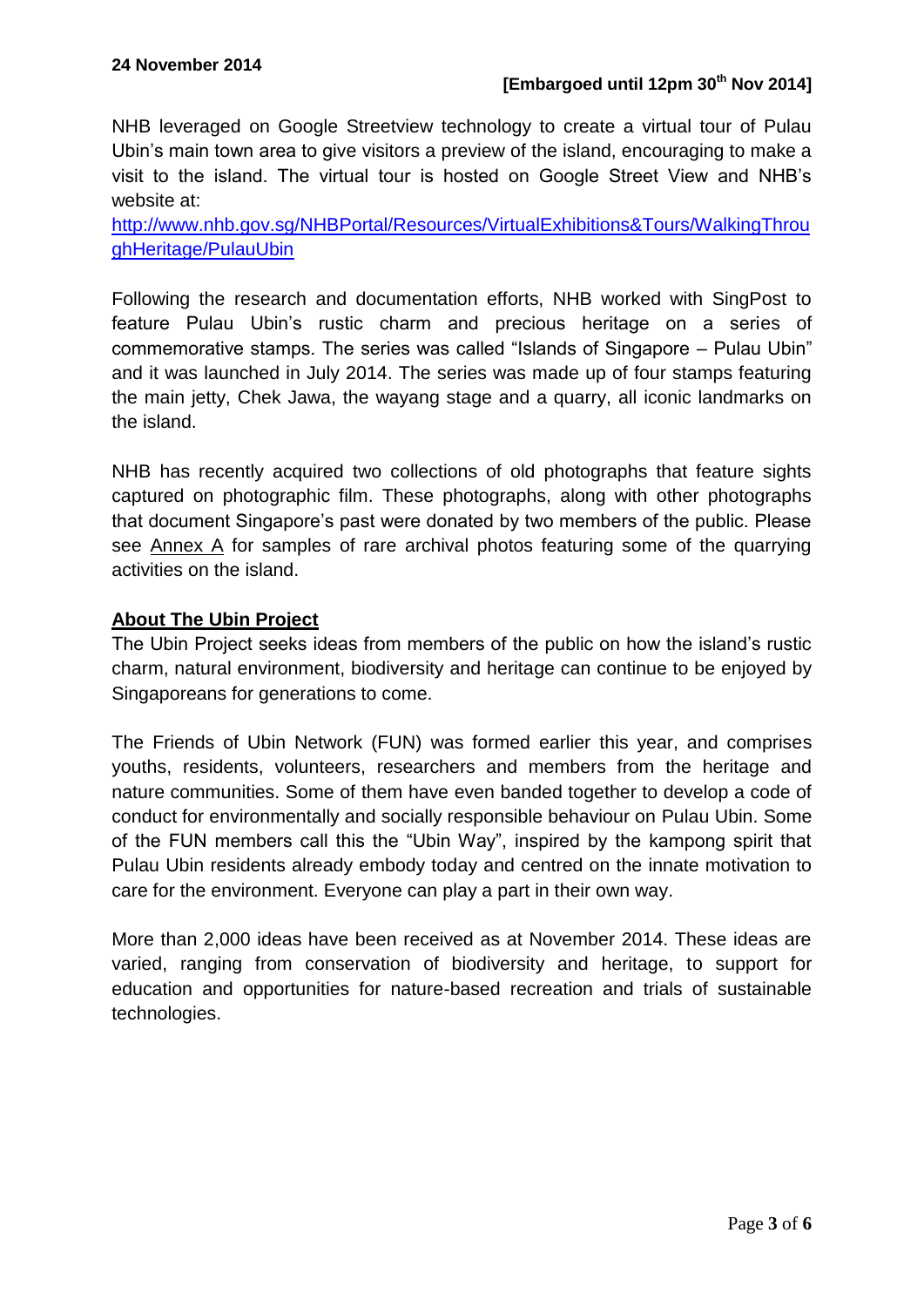**24 November 2014**

**[Embargoed until 12pm 30th Nov 2014]**

NHB leveraged on Google Streetview technology to create a virtual tour of Pulau Ubin's main town area to give visitors a preview of the island, encouraging to make a visit to the island. The virtual tour is hosted on Google Street View and NHB's website at: http://www.nhb.gov.sg/NHBPortal/Resources/VirtualExhibitions&Tours/WalkingThroughHeritage/PulauUbin

Following the research and documentation efforts, NHB worked with SingPost to feature Pulau Ubin's rustic charm and precious heritage on a series of commemorative stamps. The series was called "Islands of Singapore – Pulau Ubin" and it was launched in July 2014. The series was made up of four stamps featuring the main jetty, Chek Jawa, the wayang stage and a quarry, all iconic landmarks on the island.

NHB has recently acquired two collections of old photographs that feature sights captured on photographic film. These photographs, along with other photographs that document Singapore's past were donated by two members of the public. Please see Annex A for samples of rare archival photos featuring some of the quarrying activities on the island.

## About The Ubin Project

The Ubin Project seeks ideas from members of the public on how the island's rustic charm, natural environment, biodiversity and heritage can continue to be enjoyed by Singaporeans for generations to come.

The Friends of Ubin Network (FUN) was formed earlier this year, and comprises youths, residents, volunteers, researchers and members from the heritage and nature communities. Some of them have even banded together to develop a code of conduct for environmentally and socially responsible behaviour on Pulau Ubin. Some of the FUN members call this the "Ubin Way", inspired by the kampong spirit that Pulau Ubin residents already embody today and centred on the innate motivation to care for the environment. Everyone can play a part in their own way.

More than 2,000 ideas have been received as at November 2014. These ideas are varied, ranging from conservation of biodiversity and heritage, to support for education and opportunities for nature-based recreation and trials of sustainable technologies.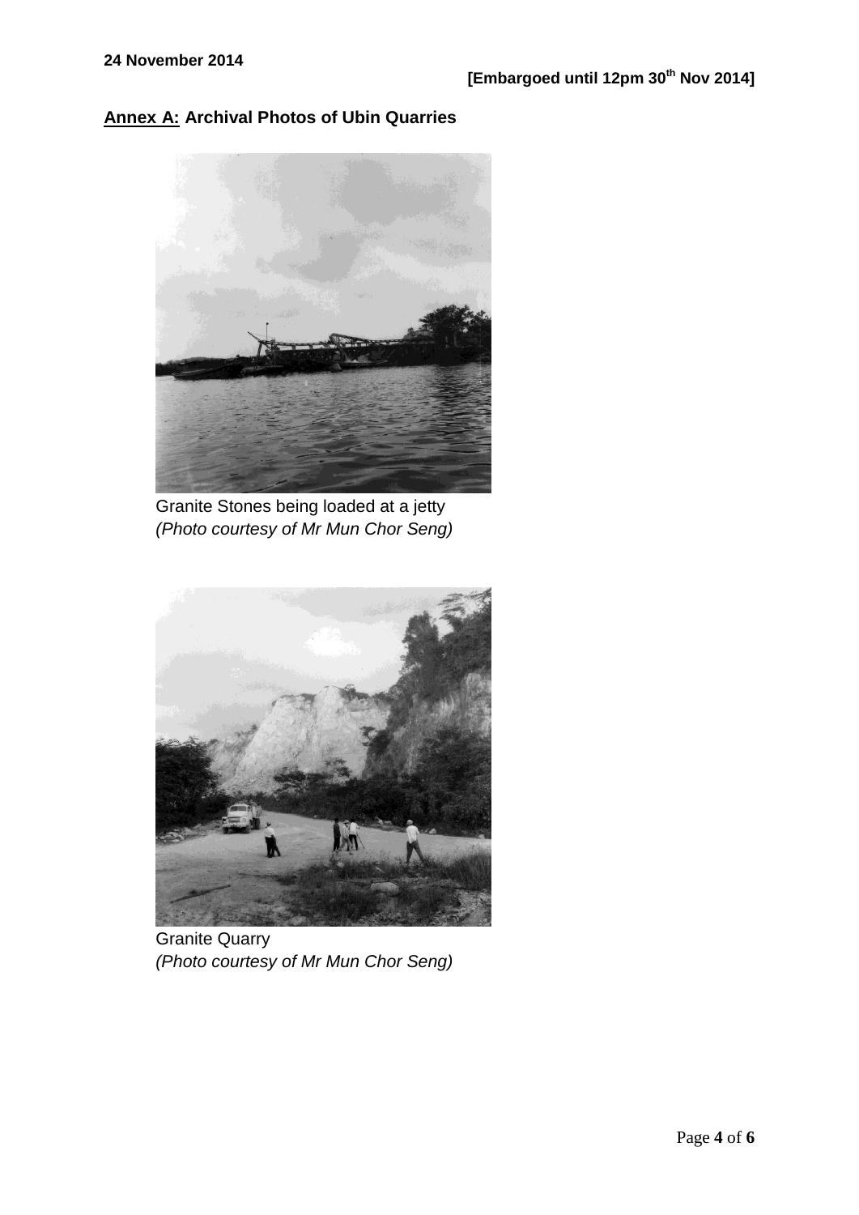24 November 2014

**[Embargoed until 12pm 30th Nov 2014]**

**Annex A: Archival Photos of Ubin Quarries**

Granite Stones being loaded at a jetty
*(Photo courtesy of Mr Mun Chor Seng)*

Granite Quarry
*(Photo courtesy of Mr Mun Chor Seng)*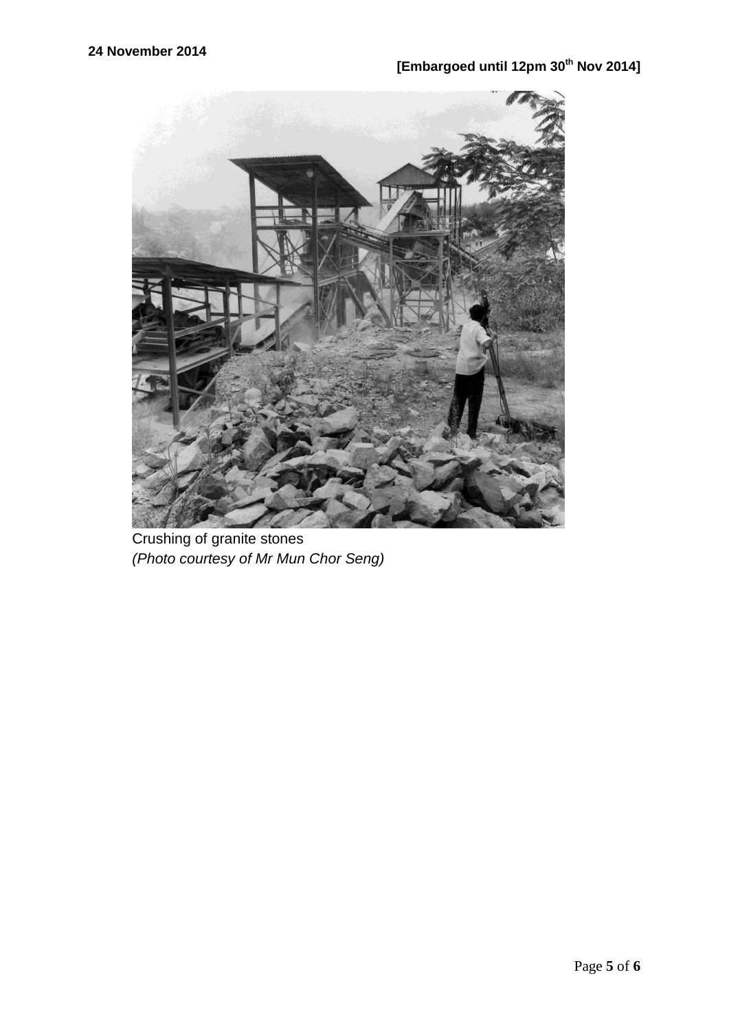24 November 2014

**[Embargoed until 12pm 30th Nov 2014]**

Crushing of granite stones
*(Photo courtesy of Mr Mun Chor Seng)*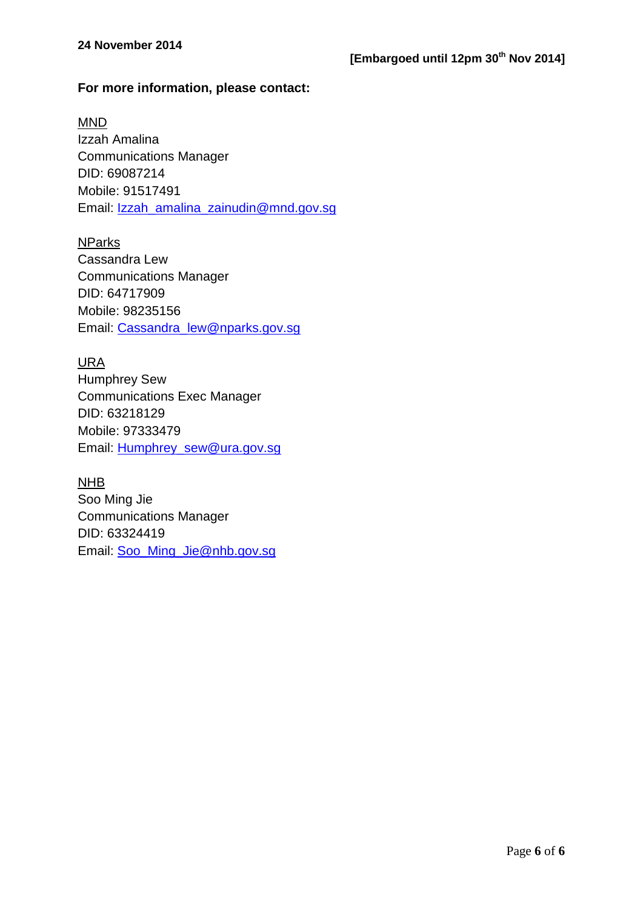**24 November 2014**

**[Embargoed until 12pm 30th Nov 2014]**

**For more information, please contact:**

MND
Izzah Amalina
Communications Manager
DID: 69087214
Mobile: 91517491
Email: Izzah_amalina_zainudin@mnd.gov.sg

NParks
Cassandra Lew
Communications Manager
DID: 64717909
Mobile: 98235156
Email: Cassandra_lew@nparks.gov.sg

URA
Humphrey Sew
Communications Exec Manager
DID: 63218129
Mobile: 97333479
Email: Humphrey_sew@ura.gov.sg

NHB
Soo Ming Jie
Communications Manager
DID: 63324419
Email: Soo_Ming_Jie@nhb.gov.sg